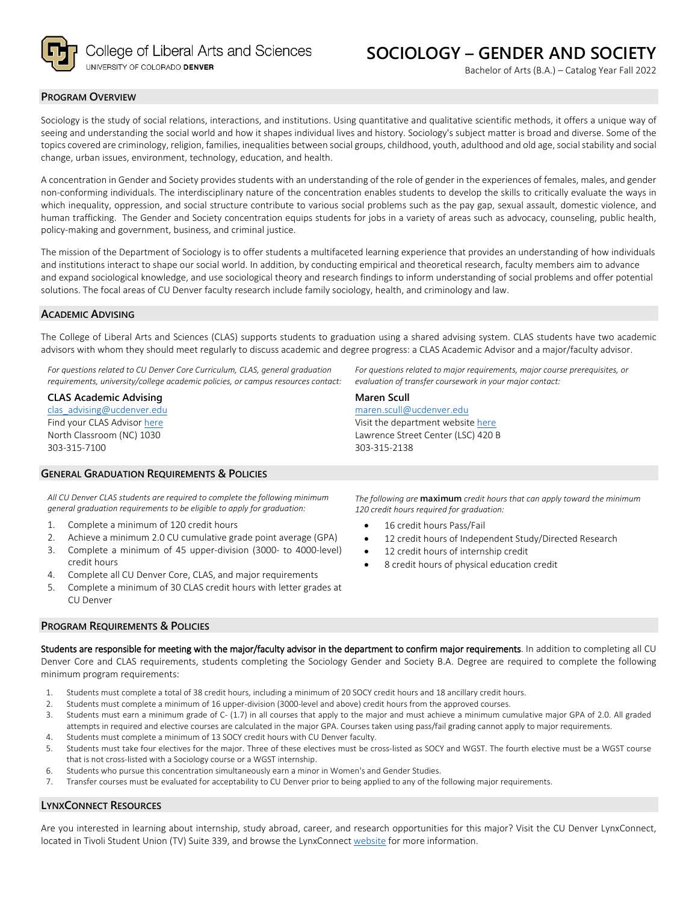College of Liberal Arts and Sciences
UNIVERSITY OF COLORADO **DENVER**

# SOCIOLOGY – GENDER AND SOCIETY

Bachelor of Arts (B.A.) – Catalog Year Fall 2022

## PROGRAM OVERVIEW

Sociology is the study of social relations, interactions, and institutions. Using quantitative and qualitative scientific methods, it offers a unique way of seeing and understanding the social world and how it shapes individual lives and history. Sociology's subject matter is broad and diverse. Some of the topics covered are criminology, religion, families, inequalities between social groups, childhood, youth, adulthood and old age, social stability and social change, urban issues, environment, technology, education, and health.

A concentration in Gender and Society provides students with an understanding of the role of gender in the experiences of females, males, and gender non-conforming individuals. The interdisciplinary nature of the concentration enables students to develop the skills to critically evaluate the ways in which inequality, oppression, and social structure contribute to various social problems such as the pay gap, sexual assault, domestic violence, and human trafficking. The Gender and Society concentration equips students for jobs in a variety of areas such as advocacy, counseling, public health, policy-making and government, business, and criminal justice.

The mission of the Department of Sociology is to offer students a multifaceted learning experience that provides an understanding of how individuals and institutions interact to shape our social world. In addition, by conducting empirical and theoretical research, faculty members aim to advance and expand sociological knowledge, and use sociological theory and research findings to inform understanding of social problems and offer potential solutions. The focal areas of CU Denver faculty research include family sociology, health, and criminology and law.

## ACADEMIC ADVISING

The College of Liberal Arts and Sciences (CLAS) supports students to graduation using a shared advising system. CLAS students have two academic advisors with whom they should meet regularly to discuss academic and degree progress: a CLAS Academic Advisor and a major/faculty advisor.

*For questions related to CU Denver Core Curriculum, CLAS, general graduation requirements, university/college academic policies, or campus resources contact:*

**CLAS Academic Advising**
clas_advising@ucdenver.edu
Find your CLAS Advisor here
North Classroom (NC) 1030
303-315-7100

*For questions related to major requirements, major course prerequisites, or evaluation of transfer coursework in your major contact:*

**Maren Scull**
maren.scull@ucdenver.edu
Visit the department website here
Lawrence Street Center (LSC) 420 B
303-315-2138

## GENERAL GRADUATION REQUIREMENTS & POLICIES

*All CU Denver CLAS students are required to complete the following minimum general graduation requirements to be eligible to apply for graduation:*

1. Complete a minimum of 120 credit hours
2. Achieve a minimum 2.0 CU cumulative grade point average (GPA)
3. Complete a minimum of 45 upper-division (3000- to 4000-level) credit hours
4. Complete all CU Denver Core, CLAS, and major requirements
5. Complete a minimum of 30 CLAS credit hours with letter grades at CU Denver

*The following are* **maximum** *credit hours that can apply toward the minimum 120 credit hours required for graduation:*

- 16 credit hours Pass/Fail
- 12 credit hours of Independent Study/Directed Research
- 12 credit hours of internship credit
- 8 credit hours of physical education credit

## PROGRAM REQUIREMENTS & POLICIES

**Students are responsible for meeting with the major/faculty advisor in the department to confirm major requirements**. In addition to completing all CU Denver Core and CLAS requirements, students completing the Sociology Gender and Society B.A. Degree are required to complete the following minimum program requirements:

1. Students must complete a total of 38 credit hours, including a minimum of 20 SOCY credit hours and 18 ancillary credit hours.
2. Students must complete a minimum of 16 upper-division (3000-level and above) credit hours from the approved courses.
3. Students must earn a minimum grade of C- (1.7) in all courses that apply to the major and must achieve a minimum cumulative major GPA of 2.0. All graded attempts in required and elective courses are calculated in the major GPA. Courses taken using pass/fail grading cannot apply to major requirements.
4. Students must complete a minimum of 13 SOCY credit hours with CU Denver faculty.
5. Students must take four electives for the major. Three of these electives must be cross-listed as SOCY and WGST. The fourth elective must be a WGST course that is not cross-listed with a Sociology course or a WGST internship.
6. Students who pursue this concentration simultaneously earn a minor in Women's and Gender Studies.
7. Transfer courses must be evaluated for acceptability to CU Denver prior to being applied to any of the following major requirements.

## LYNXCONNECT RESOURCES

Are you interested in learning about internship, study abroad, career, and research opportunities for this major? Visit the CU Denver LynxConnect, located in Tivoli Student Union (TV) Suite 339, and browse the LynxConnect website for more information.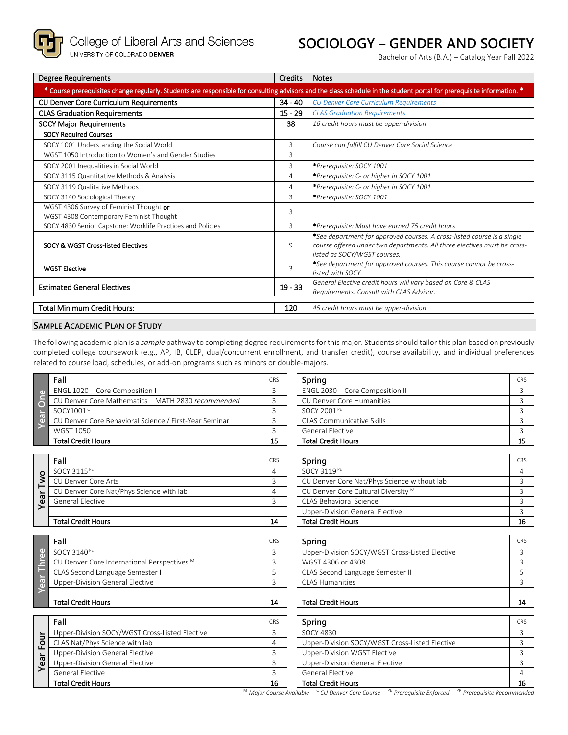College of Liberal Arts and Sciences
UNIVERSITY OF COLORADO DENVER

# SOCIOLOGY – GENDER AND SOCIETY

Bachelor of Arts (B.A.) – Catalog Year Fall 2022

| Degree Requirements | Credits | Notes |
|---|---|---|
| * Course prerequisites change regularly. Students are responsible for consulting advisors and the class schedule in the student portal for prerequisite information. * | | |
| **CU Denver Core Curriculum Requirements** | **34 - 40** | *CU Denver Core Curriculum Requirements* |
| **CLAS Graduation Requirements** | **15 - 29** | *CLAS Graduation Requirements* |
| **SOCY Major Requirements** | **38** | *16 credit hours must be upper-division* |
| **SOCY Required Courses** | | |
| SOCY 1001 Understanding the Social World | 3 | *Course can fulfill CU Denver Core Social Science* |
| WGST 1050 Introduction to Women's and Gender Studies | 3 | |
| SOCY 2001 Inequalities in Social World | 3 | **\****Prerequisite: SOCY 1001* |
| SOCY 3115 Quantitative Methods & Analysis | 4 | **\****Prerequisite: C- or higher in SOCY 1001* |
| SOCY 3119 Qualitative Methods | 4 | **\****Prerequisite: C- or higher in SOCY 1001* |
| SOCY 3140 Sociological Theory | 3 | **\****Prerequisite: SOCY 1001* |
| WGST 4306 Survey of Feminist Thought **or** WGST 4308 Contemporary Feminist Thought | 3 | |
| SOCY 4830 Senior Capstone: Worklife Practices and Policies | 3 | **\****Prerequisite: Must have earned 75 credit hours* |
| **SOCY & WGST Cross-listed Electives** | 9 | **\****See department for approved courses. A cross-listed course is a single course offered under two departments. All three electives must be cross-listed as SOCY/WGST courses.* |
| **WGST Elective** | 3 | **\****See department for approved courses. This course cannot be cross-listed with SOCY.* |
| **Estimated General Electives** | **19 - 33** | *General Elective credit hours will vary based on Core & CLAS Requirements. Consult with CLAS Advisor.* |
| **Total Minimum Credit Hours:** | **120** | *45 credit hours must be upper-division* |

## SAMPLE ACADEMIC PLAN OF STUDY

The following academic plan is a *sample* pathway to completing degree requirements for this major. Students should tailor this plan based on previously completed college coursework (e.g., AP, IB, CLEP, dual/concurrent enrollment, and transfer credit), course availability, and individual preferences related to course load, schedules, or add-on programs such as minors or double-majors.

### Year One

| Fall | CRS | Spring | CRS |
|---|---|---|---|
| ENGL 1020 – Core Composition I | 3 | ENGL 2030 – Core Composition II | 3 |
| CU Denver Core Mathematics – MATH 2830 *recommended* | 3 | CU Denver Core Humanities | 3 |
| SOCY1001 [C] | 3 | SOCY 2001 [PE] | 3 |
| CU Denver Core Behavioral Science / First-Year Seminar | 3 | CLAS Communicative Skills | 3 |
| WGST 1050 | 3 | General Elective | 3 |
| **Total Credit Hours** | **15** | **Total Credit Hours** | **15** |

### Year Two

| Fall | CRS | Spring | CRS |
|---|---|---|---|
| SOCY 3115 [PE] | 4 | SOCY 3119 [PE] | 4 |
| CU Denver Core Arts | 3 | CU Denver Core Nat/Phys Science without lab | 3 |
| CU Denver Core Nat/Phys Science with lab | 4 | CU Denver Core Cultural Diversity [M] | 3 |
| General Elective | 3 | CLAS Behavioral Science | 3 |
| | | Upper-Division General Elective | 3 |
| **Total Credit Hours** | **14** | **Total Credit Hours** | **16** |

### Year Three

| Fall | CRS | Spring | CRS |
|---|---|---|---|
| SOCY 3140 [PE] | 3 | Upper-Division SOCY/WGST Cross-Listed Elective | 3 |
| CU Denver Core International Perspectives [M] | 3 | WGST 4306 or 4308 | 3 |
| CLAS Second Language Semester I | 5 | CLAS Second Language Semester II | 5 |
| Upper-Division General Elective | 3 | CLAS Humanities | 3 |
| **Total Credit Hours** | **14** | **Total Credit Hours** | **14** |

### Year Four

| Fall | CRS | Spring | CRS |
|---|---|---|---|
| Upper-Division SOCY/WGST Cross-Listed Elective | 3 | SOCY 4830 | 3 |
| CLAS Nat/Phys Science with lab | 4 | Upper-Division SOCY/WGST Cross-Listed Elective | 3 |
| Upper-Division General Elective | 3 | Upper-Division WGST Elective | 3 |
| Upper-Division General Elective | 3 | Upper-Division General Elective | 3 |
| General Elective | 3 | General Elective | 4 |
| **Total Credit Hours** | **16** | **Total Credit Hours** | **16** |

[M] *Major Course Available* [C] *CU Denver Core Course* [PE] *Prerequisite Enforced* [PR] *Prerequisite Recommended*